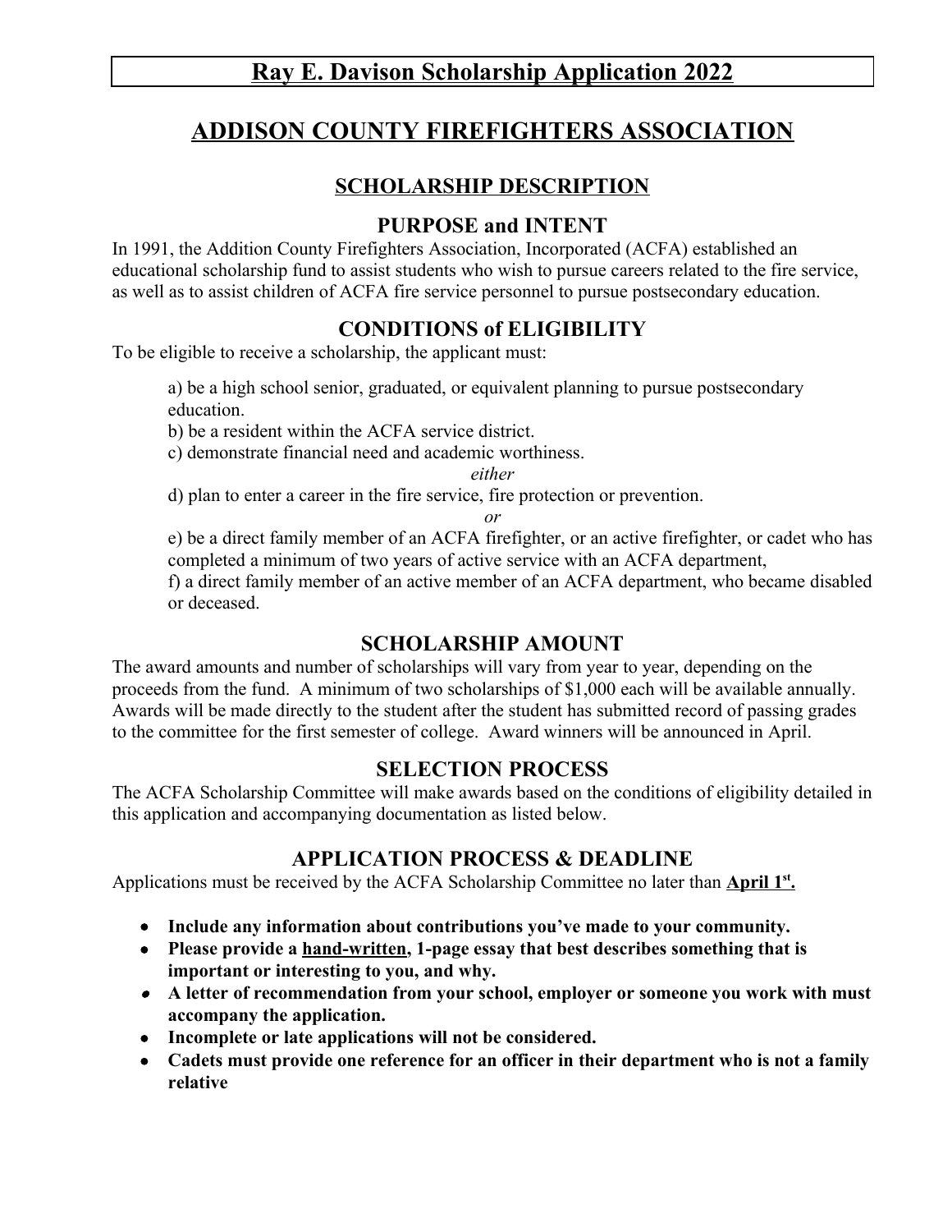# Ray E. Davison Scholarship Application 2022

# ADDISON COUNTY FIREFIGHTERS ASSOCIATION

## SCHOLARSHIP DESCRIPTION

### PURPOSE and INTENT

In 1991, the Addition County Firefighters Association, Incorporated (ACFA) established an educational scholarship fund to assist students who wish to pursue careers related to the fire service, as well as to assist children of ACFA fire service personnel to pursue postsecondary education.

### CONDITIONS of ELIGIBILITY

To be eligible to receive a scholarship, the applicant must:

a) be a high school senior, graduated, or equivalent planning to pursue postsecondary education.
b) be a resident within the ACFA service district.
c) demonstrate financial need and academic worthiness.

*either*

d) plan to enter a career in the fire service, fire protection or prevention.

*or*

e) be a direct family member of an ACFA firefighter, or an active firefighter, or cadet who has completed a minimum of two years of active service with an ACFA department,
f) a direct family member of an active member of an ACFA department, who became disabled or deceased.

### SCHOLARSHIP AMOUNT

The award amounts and number of scholarships will vary from year to year, depending on the proceeds from the fund. A minimum of two scholarships of $1,000 each will be available annually. Awards will be made directly to the student after the student has submitted record of passing grades to the committee for the first semester of college. Award winners will be announced in April.

### SELECTION PROCESS

The ACFA Scholarship Committee will make awards based on the conditions of eligibility detailed in this application and accompanying documentation as listed below.

### APPLICATION PROCESS & DEADLINE

Applications must be received by the ACFA Scholarship Committee no later than **April 1st.**

- **Include any information about contributions you've made to your community.**
- **Please provide a hand-written, 1-page essay that best describes something that is important or interesting to you, and why.**
- **A letter of recommendation from your school, employer or someone you work with must accompany the application.**
- **Incomplete or late applications will not be considered.**
- **Cadets must provide one reference for an officer in their department who is not a family relative**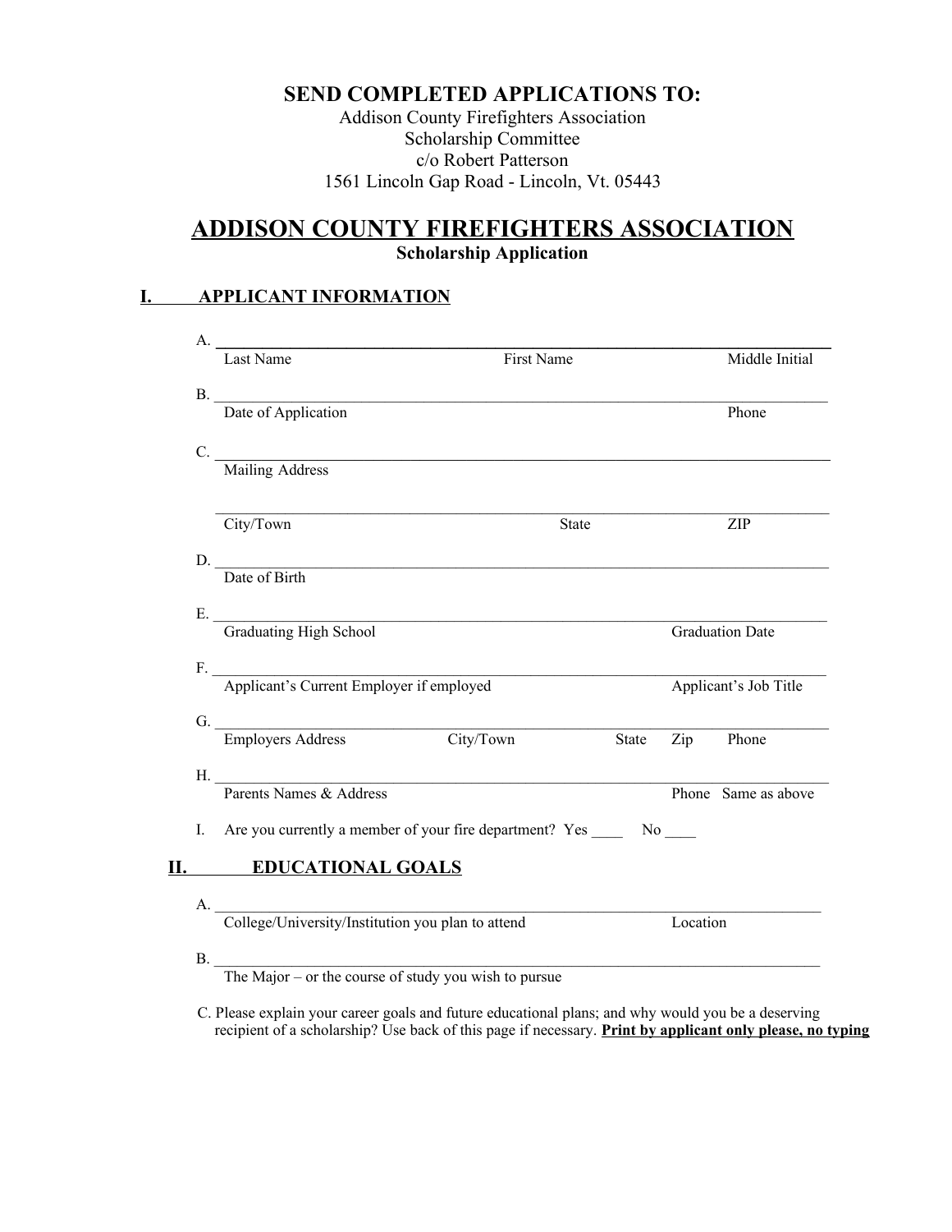**SEND COMPLETED APPLICATIONS TO:**

Addison County Firefighters Association
Scholarship Committee
c/o Robert Patterson
1561 Lincoln Gap Road - Lincoln, Vt. 05443

# ADDISON COUNTY FIREFIGHTERS ASSOCIATION

**Scholarship Application**

## I. APPLICANT INFORMATION

A. ______________________________________________________________
Last Name First Name Middle Initial

B. ______________________________________________________________
Date of Application Phone

C. ______________________________________________________________
Mailing Address

______________________________________________________________
City/Town State ZIP

D. ______________________________________________________________
Date of Birth

E. ______________________________________________________________
Graduating High School Graduation Date

F. ______________________________________________________________
Applicant's Current Employer if employed Applicant's Job Title

G. ______________________________________________________________
Employers Address City/Town State Zip Phone

H. ______________________________________________________________
Parents Names & Address Phone Same as above

I. Are you currently a member of your fire department? Yes ____ No ____

## II. EDUCATIONAL GOALS

A. ______________________________________________________________
College/University/Institution you plan to attend Location

B. ______________________________________________________________
The Major – or the course of study you wish to pursue

C. Please explain your career goals and future educational plans; and why would you be a deserving recipient of a scholarship? Use back of this page if necessary. **Print by applicant only please, no typing**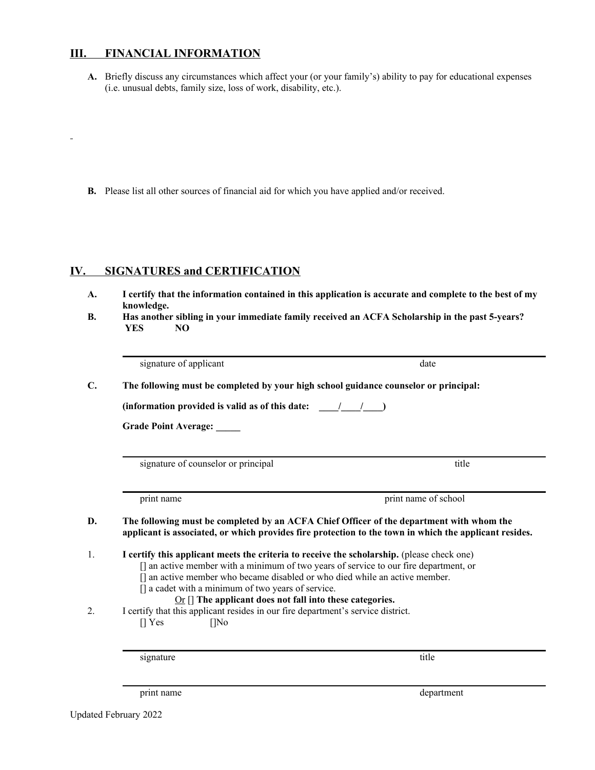## III. FINANCIAL INFORMATION

**A.** Briefly discuss any circumstances which affect your (or your family's) ability to pay for educational expenses (i.e. unusual debts, family size, loss of work, disability, etc.).

**B.** Please list all other sources of financial aid for which you have applied and/or received.

## IV. SIGNATURES and CERTIFICATION

**A.** **I certify that the information contained in this application is accurate and complete to the best of my knowledge.**

**B.** **Has another sibling in your immediate family received an ACFA Scholarship in the past 5-years?**
**YES NO**

_______________________________________________
signature of applicant date

**C.** **The following must be completed by your high school guidance counselor or principal:**

**(information provided is valid as of this date: ____/____/____)**

**Grade Point Average: _____**

_______________________________________________
signature of counselor or principal title

_______________________________________________
print name print name of school

**D.** **The following must be completed by an ACFA Chief Officer of the department with whom the applicant is associated, or which provides fire protection to the town in which the applicant resides.**

1. **I certify this applicant meets the criteria to receive the scholarship.** (please check one)
   [] an active member with a minimum of two years of service to our fire department, or
   [] an active member who became disabled or who died while an active member.
   [] a cadet with a minimum of two years of service.
   Or [] **The applicant does not fall into these categories.**
2. I certify that this applicant resides in our fire department's service district.
   [] Yes []No

_______________________________________________
signature title

_______________________________________________
print name department

Updated February 2022